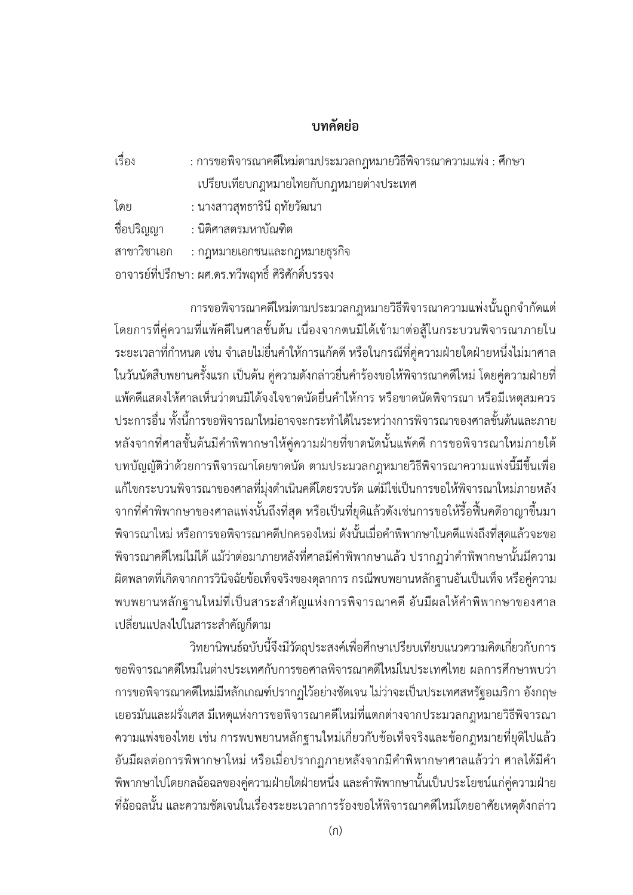# บทคัดย่อ

เรื่อง : การขอพิจารณาคดีใหม่ตามประมวลกฎหมายวิธีพิจารณาความแพ่ง : ศึกษาเปรียบเทียบกฎหมายไทยกับกฎหมายต่างประเทศ

โดย : นางสาวสุทธารินี ฤทัยวัฒนา

ชื่อปริญญา : นิติศาสตรมหาบัณฑิต

สาขาวิชาเอก : กฎหมายเอกชนและกฎหมายธุรกิจ

อาจารย์ที่ปรึกษา : ผศ.ดร.ทวีพฤทธิ์ ศิริศักดิ์บรรจง

การขอพิจารณาคดีใหม่ตามประมวลกฎหมายวิธีพิจารณาความแพ่งนั้นถูกจำกัดแต่โดยการที่คู่ความที่แพ้คดีในศาลชั้นต้น เนื่องจากตนมิได้เข้ามาต่อสู้ในกระบวนพิจารณาภายในระยะเวลาที่กำหนด เช่น จำเลยไม่ยื่นคำให้การแก้คดี หรือในกรณีที่คู่ความฝ่ายใดฝ่ายหนึ่งไม่มาศาลในวันนัดสืบพยานครั้งแรก เป็นต้น คู่ความดังกล่าวยื่นคำร้องขอให้พิจารณาคดีใหม่ โดยคู่ความฝ่ายที่แพ้คดีแสดงให้ศาลเห็นว่าตนมิได้จงใจขาดนัดยื่นคำให้การ หรือขาดนัดพิจารณา หรือมีเหตุสมควรประการอื่น ทั้งนี้การขอพิจารณาใหม่อาจจะกระทำได้ในระหว่างการพิจารณาของศาลชั้นต้นและภายหลังจากที่ศาลชั้นต้นมีคำพิพากษาให้คู่ความฝ่ายที่ขาดนัดนั้นแพ้คดี การขอพิจารณาใหม่ภายใต้บทบัญญัติว่าด้วยการพิจารณาโดยขาดนัด ตามประมวลกฎหมายวิธีพิจารณาความแพ่งนี้มีขึ้นเพื่อแก้ไขกระบวนพิจารณาของศาลที่มุ่งดำเนินคดีโดยรวบรัด แต่มิใช่เป็นการขอให้พิจารณาใหม่ภายหลังจากที่คำพิพากษาของศาลแพ่งนั้นถึงที่สุด หรือเป็นที่ยุติแล้วดังเช่นการขอให้รื้อฟื้นคดีอาญาขึ้นมาพิจารณาใหม่ หรือการขอพิจารณาคดีปกครองใหม่ ดังนั้นเมื่อคำพิพากษาในคดีแพ่งถึงที่สุดแล้วจะขอพิจารณาคดีใหม่ไม่ได้ แม้ว่าต่อมาภายหลังที่ศาลมีคำพิพากษาแล้ว ปรากฏว่าคำพิพากษานั้นมีความผิดพลาดที่เกิดจากการวินิจฉัยข้อเท็จจริงของตุลาการ กรณีพบพยานหลักฐานอันเป็นเท็จ หรือคู่ความพบพยานหลักฐานใหม่ที่เป็นสาระสำคัญแห่งการพิจารณาคดี อันมีผลให้คำพิพากษาของศาลเปลี่ยนแปลงไปในสาระสำคัญก็ตาม

วิทยานิพนธ์ฉบับนี้จึงมีวัตถุประสงค์เพื่อศึกษาเปรียบเทียบแนวความคิดเกี่ยวกับการขอพิจารณาคดีใหม่ในต่างประเทศกับการขอศาลพิจารณาคดีใหม่ในประเทศไทย ผลการศึกษาพบว่าการขอพิจารณาคดีใหม่มีหลักเกณฑ์ปรากฏไว้อย่างชัดเจน ไม่ว่าจะเป็นประเทศสหรัฐอเมริกา อังกฤษ เยอรมันและฝรั่งเศส มีเหตุแห่งการขอพิจารณาคดีใหม่ที่แตกต่างจากประมวลกฎหมายวิธีพิจารณาความแพ่งของไทย เช่น การพบพยานหลักฐานใหม่เกี่ยวกับข้อเท็จจริงและข้อกฎหมายที่ยุติไปแล้วอันมีผลต่อการพิพากษาใหม่ หรือเมื่อปรากฏภายหลังจากมีคำพิพากษาศาลแล้วว่า ศาลได้มีคำพิพากษาไปโดยกลฉ้อฉลของคู่ความฝ่ายใดฝ่ายหนึ่ง และคำพิพากษานั้นเป็นประโยชน์แก่คู่ความฝ่ายที่ฉ้อฉลนั้น และความชัดเจนในเรื่องระยะเวลาการร้องขอให้พิจารณาคดีใหม่โดยอาศัยเหตุดังกล่าว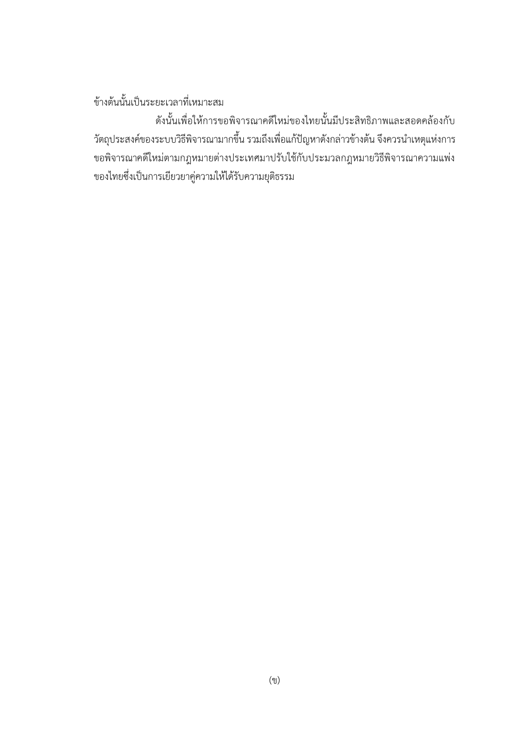ข้างต้นนั้นเป็นระยะเวลาที่เหมาะสม

ดังนั้นเพื่อให้การขอพิจารณาคดีใหม่ของไทยนั้นมีประสิทธิภาพและสอดคล้องกับวัตถุประสงค์ของระบบวิธีพิจารณามากขึ้น รวมถึงเพื่อแก้ปัญหาดังกล่าวข้างต้น จึงควรนำเหตุแห่งการขอพิจารณาคดีใหม่ตามกฎหมายต่างประเทศมาปรับใช้กับประมวลกฎหมายวิธีพิจารณาความแพ่งของไทยซึ่งเป็นการเยียวยาคู่ความให้ได้รับความยุติธรรม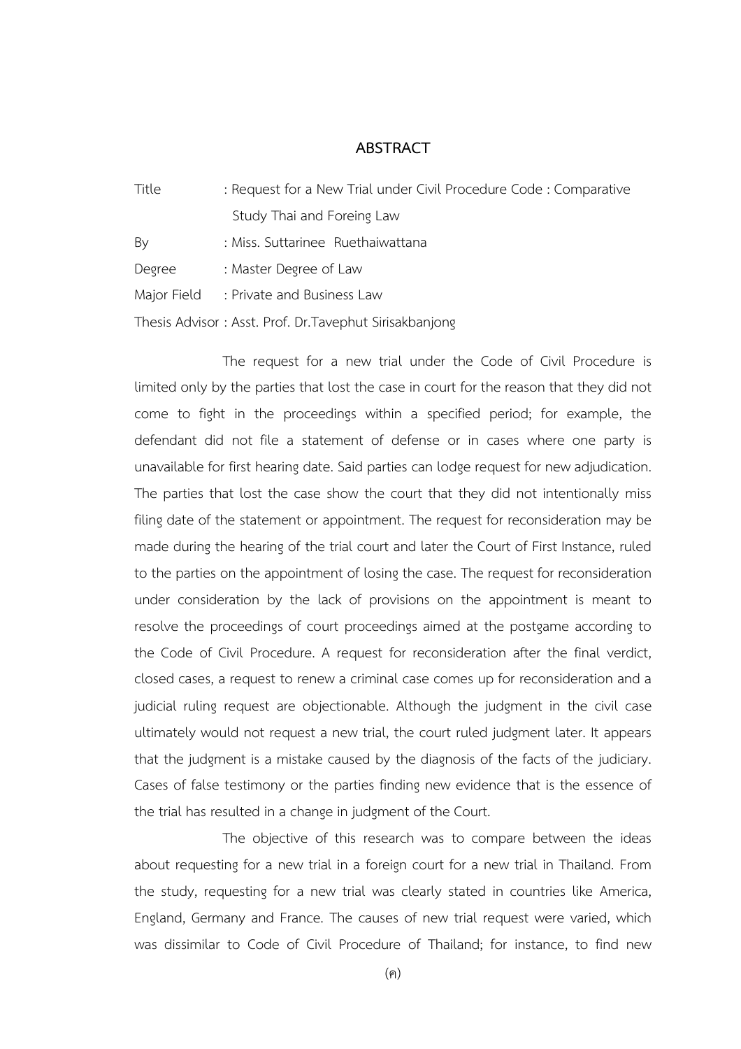# ABSTRACT

Title : Request for a New Trial under Civil Procedure Code : Comparative Study Thai and Foreing Law

By : Miss. Suttarinee Ruethaiwattana

Degree : Master Degree of Law

Major Field : Private and Business Law

Thesis Advisor : Asst. Prof. Dr.Tavephut Sirisakbanjong

The request for a new trial under the Code of Civil Procedure is limited only by the parties that lost the case in court for the reason that they did not come to fight in the proceedings within a specified period; for example, the defendant did not file a statement of defense or in cases where one party is unavailable for first hearing date. Said parties can lodge request for new adjudication. The parties that lost the case show the court that they did not intentionally miss filing date of the statement or appointment. The request for reconsideration may be made during the hearing of the trial court and later the Court of First Instance, ruled to the parties on the appointment of losing the case. The request for reconsideration under consideration by the lack of provisions on the appointment is meant to resolve the proceedings of court proceedings aimed at the postgame according to the Code of Civil Procedure. A request for reconsideration after the final verdict, closed cases, a request to renew a criminal case comes up for reconsideration and a judicial ruling request are objectionable. Although the judgment in the civil case ultimately would not request a new trial, the court ruled judgment later. It appears that the judgment is a mistake caused by the diagnosis of the facts of the judiciary. Cases of false testimony or the parties finding new evidence that is the essence of the trial has resulted in a change in judgment of the Court.

The objective of this research was to compare between the ideas about requesting for a new trial in a foreign court for a new trial in Thailand. From the study, requesting for a new trial was clearly stated in countries like America, England, Germany and France. The causes of new trial request were varied, which was dissimilar to Code of Civil Procedure of Thailand; for instance, to find new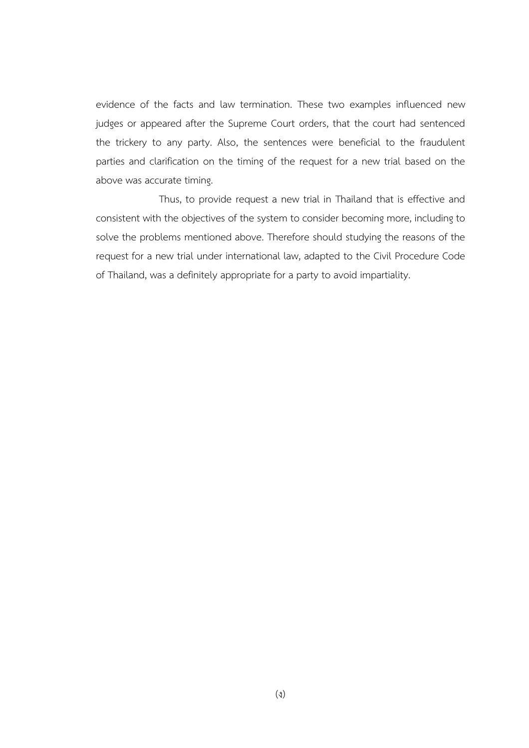evidence of the facts and law termination. These two examples influenced new judges or appeared after the Supreme Court orders, that the court had sentenced the trickery to any party. Also, the sentences were beneficial to the fraudulent parties and clarification on the timing of the request for a new trial based on the above was accurate timing.

Thus, to provide request a new trial in Thailand that is effective and consistent with the objectives of the system to consider becoming more, including to solve the problems mentioned above. Therefore should studying the reasons of the request for a new trial under international law, adapted to the Civil Procedure Code of Thailand, was a definitely appropriate for a party to avoid impartiality.